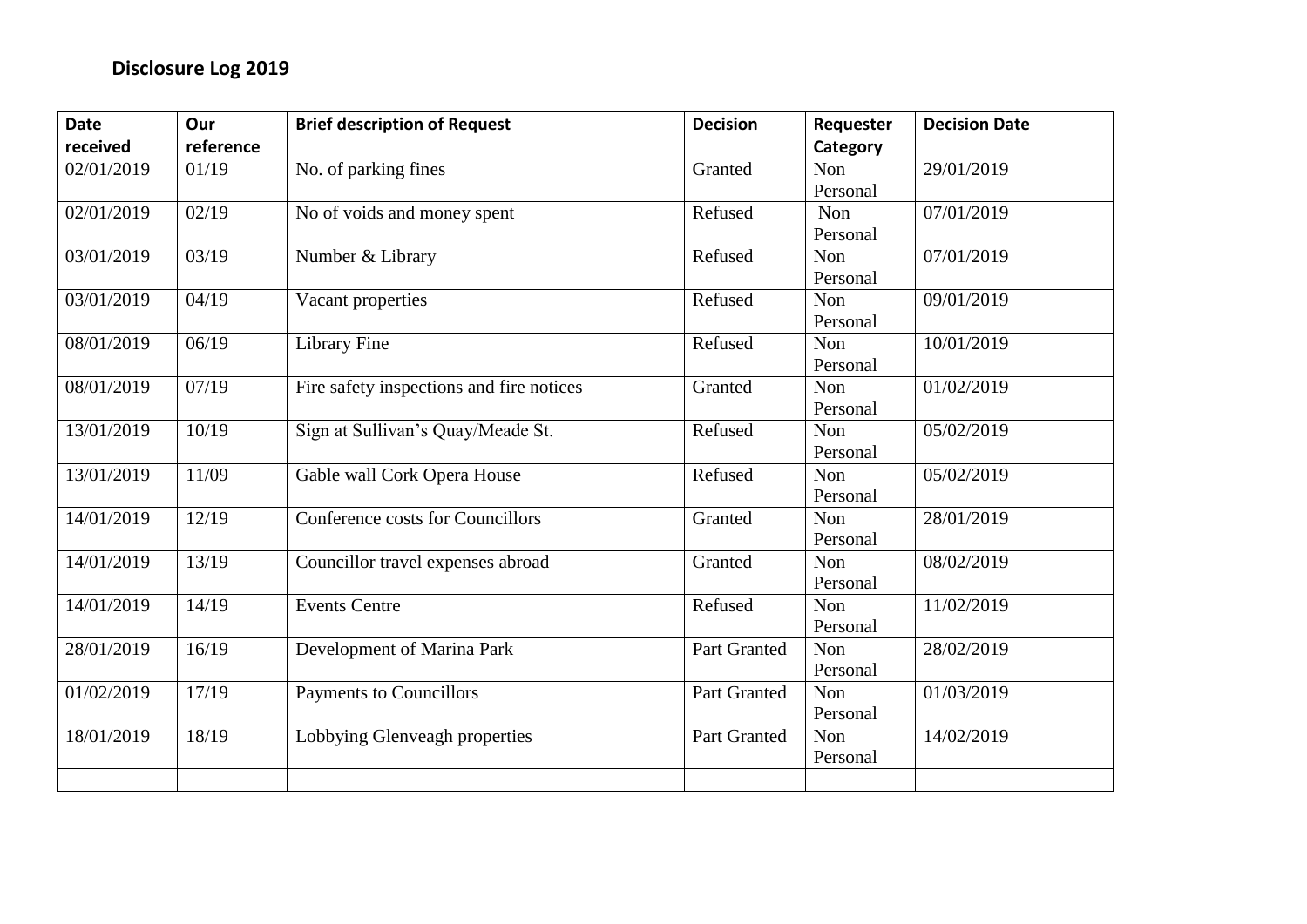## Disclosure Log 2019

| Date received | Our reference | Brief description of Request | Decision | Requester Category | Decision Date |
|---|---|---|---|---|---|
| 02/01/2019 | 01/19 | No. of parking fines | Granted | Non Personal | 29/01/2019 |
| 02/01/2019 | 02/19 | No of voids and money spent | Refused | Non Personal | 07/01/2019 |
| 03/01/2019 | 03/19 | Number & Library | Refused | Non Personal | 07/01/2019 |
| 03/01/2019 | 04/19 | Vacant properties | Refused | Non Personal | 09/01/2019 |
| 08/01/2019 | 06/19 | Library Fine | Refused | Non Personal | 10/01/2019 |
| 08/01/2019 | 07/19 | Fire safety inspections and fire notices | Granted | Non Personal | 01/02/2019 |
| 13/01/2019 | 10/19 | Sign at Sullivan's Quay/Meade St. | Refused | Non Personal | 05/02/2019 |
| 13/01/2019 | 11/09 | Gable wall Cork Opera House | Refused | Non Personal | 05/02/2019 |
| 14/01/2019 | 12/19 | Conference costs for Councillors | Granted | Non Personal | 28/01/2019 |
| 14/01/2019 | 13/19 | Councillor travel expenses abroad | Granted | Non Personal | 08/02/2019 |
| 14/01/2019 | 14/19 | Events Centre | Refused | Non Personal | 11/02/2019 |
| 28/01/2019 | 16/19 | Development of Marina Park | Part Granted | Non Personal | 28/02/2019 |
| 01/02/2019 | 17/19 | Payments to Councillors | Part Granted | Non Personal | 01/03/2019 |
| 18/01/2019 | 18/19 | Lobbying Glenveagh properties | Part Granted | Non Personal | 14/02/2019 |
| | | | | | |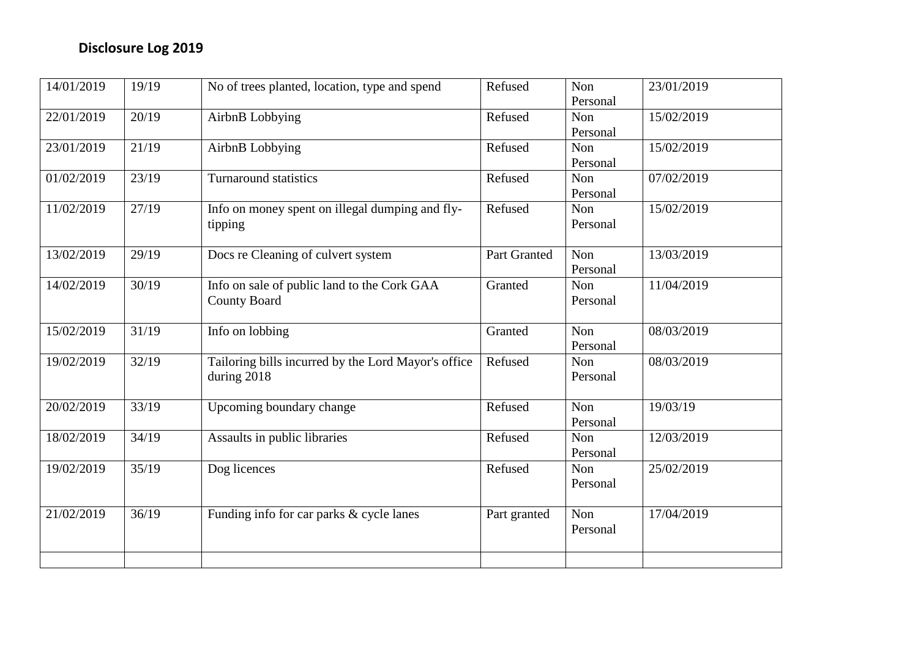## Disclosure Log 2019

| | | | | | |
|---|---|---|---|---|---|
| 14/01/2019 | 19/19 | No of trees planted, location, type and spend | Refused | Non Personal | 23/01/2019 |
| 22/01/2019 | 20/19 | AirbnB Lobbying | Refused | Non Personal | 15/02/2019 |
| 23/01/2019 | 21/19 | AirbnB Lobbying | Refused | Non Personal | 15/02/2019 |
| 01/02/2019 | 23/19 | Turnaround statistics | Refused | Non Personal | 07/02/2019 |
| 11/02/2019 | 27/19 | Info on money spent on illegal dumping and fly-tipping | Refused | Non Personal | 15/02/2019 |
| 13/02/2019 | 29/19 | Docs re Cleaning of culvert system | Part Granted | Non Personal | 13/03/2019 |
| 14/02/2019 | 30/19 | Info on sale of public land to the Cork GAA County Board | Granted | Non Personal | 11/04/2019 |
| 15/02/2019 | 31/19 | Info on lobbing | Granted | Non Personal | 08/03/2019 |
| 19/02/2019 | 32/19 | Tailoring bills incurred by the Lord Mayor's office during 2018 | Refused | Non Personal | 08/03/2019 |
| 20/02/2019 | 33/19 | Upcoming boundary change | Refused | Non Personal | 19/03/19 |
| 18/02/2019 | 34/19 | Assaults in public libraries | Refused | Non Personal | 12/03/2019 |
| 19/02/2019 | 35/19 | Dog licences | Refused | Non Personal | 25/02/2019 |
| 21/02/2019 | 36/19 | Funding info for car parks & cycle lanes | Part granted | Non Personal | 17/04/2019 |
| | | | | | |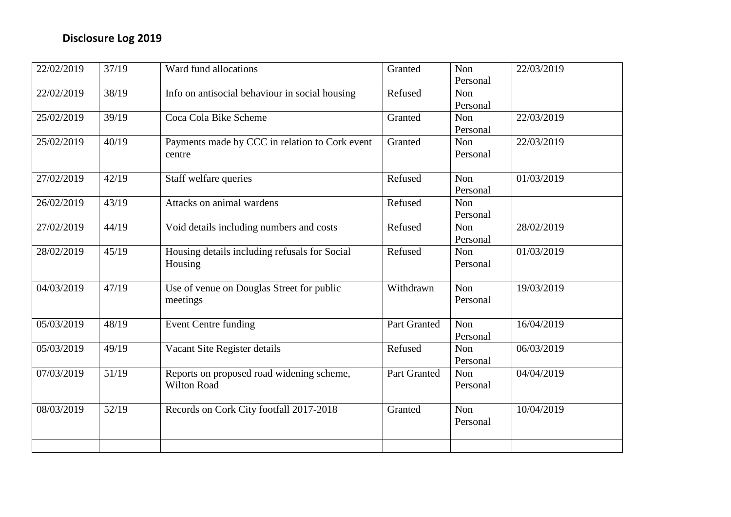## Disclosure Log 2019

| | | | | | |
|---|---|---|---|---|---|
| 22/02/2019 | 37/19 | Ward fund allocations | Granted | Non Personal | 22/03/2019 |
| 22/02/2019 | 38/19 | Info on antisocial behaviour in social housing | Refused | Non Personal | |
| 25/02/2019 | 39/19 | Coca Cola Bike Scheme | Granted | Non Personal | 22/03/2019 |
| 25/02/2019 | 40/19 | Payments made by CCC in relation to Cork event centre | Granted | Non Personal | 22/03/2019 |
| 27/02/2019 | 42/19 | Staff welfare queries | Refused | Non Personal | 01/03/2019 |
| 26/02/2019 | 43/19 | Attacks on animal wardens | Refused | Non Personal | |
| 27/02/2019 | 44/19 | Void details including numbers and costs | Refused | Non Personal | 28/02/2019 |
| 28/02/2019 | 45/19 | Housing details including refusals for Social Housing | Refused | Non Personal | 01/03/2019 |
| 04/03/2019 | 47/19 | Use of venue on Douglas Street for public meetings | Withdrawn | Non Personal | 19/03/2019 |
| 05/03/2019 | 48/19 | Event Centre funding | Part Granted | Non Personal | 16/04/2019 |
| 05/03/2019 | 49/19 | Vacant Site Register details | Refused | Non Personal | 06/03/2019 |
| 07/03/2019 | 51/19 | Reports on proposed road widening scheme, Wilton Road | Part Granted | Non Personal | 04/04/2019 |
| 08/03/2019 | 52/19 | Records on Cork City footfall 2017-2018 | Granted | Non Personal | 10/04/2019 |
| | | | | | |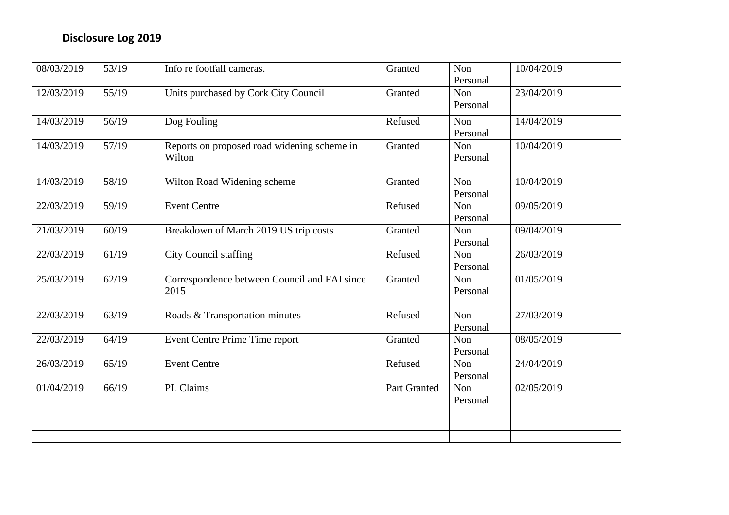## Disclosure Log 2019

| | | | | | |
|---|---|---|---|---|---|
| 08/03/2019 | 53/19 | Info re footfall cameras. | Granted | Non Personal | 10/04/2019 |
| 12/03/2019 | 55/19 | Units purchased by Cork City Council | Granted | Non Personal | 23/04/2019 |
| 14/03/2019 | 56/19 | Dog Fouling | Refused | Non Personal | 14/04/2019 |
| 14/03/2019 | 57/19 | Reports on proposed road widening scheme in Wilton | Granted | Non Personal | 10/04/2019 |
| 14/03/2019 | 58/19 | Wilton Road Widening scheme | Granted | Non Personal | 10/04/2019 |
| 22/03/2019 | 59/19 | Event Centre | Refused | Non Personal | 09/05/2019 |
| 21/03/2019 | 60/19 | Breakdown of March 2019 US trip costs | Granted | Non Personal | 09/04/2019 |
| 22/03/2019 | 61/19 | City Council staffing | Refused | Non Personal | 26/03/2019 |
| 25/03/2019 | 62/19 | Correspondence between Council and FAI since 2015 | Granted | Non Personal | 01/05/2019 |
| 22/03/2019 | 63/19 | Roads & Transportation minutes | Refused | Non Personal | 27/03/2019 |
| 22/03/2019 | 64/19 | Event Centre Prime Time report | Granted | Non Personal | 08/05/2019 |
| 26/03/2019 | 65/19 | Event Centre | Refused | Non Personal | 24/04/2019 |
| 01/04/2019 | 66/19 | PL Claims | Part Granted | Non Personal | 02/05/2019 |
| | | | | | |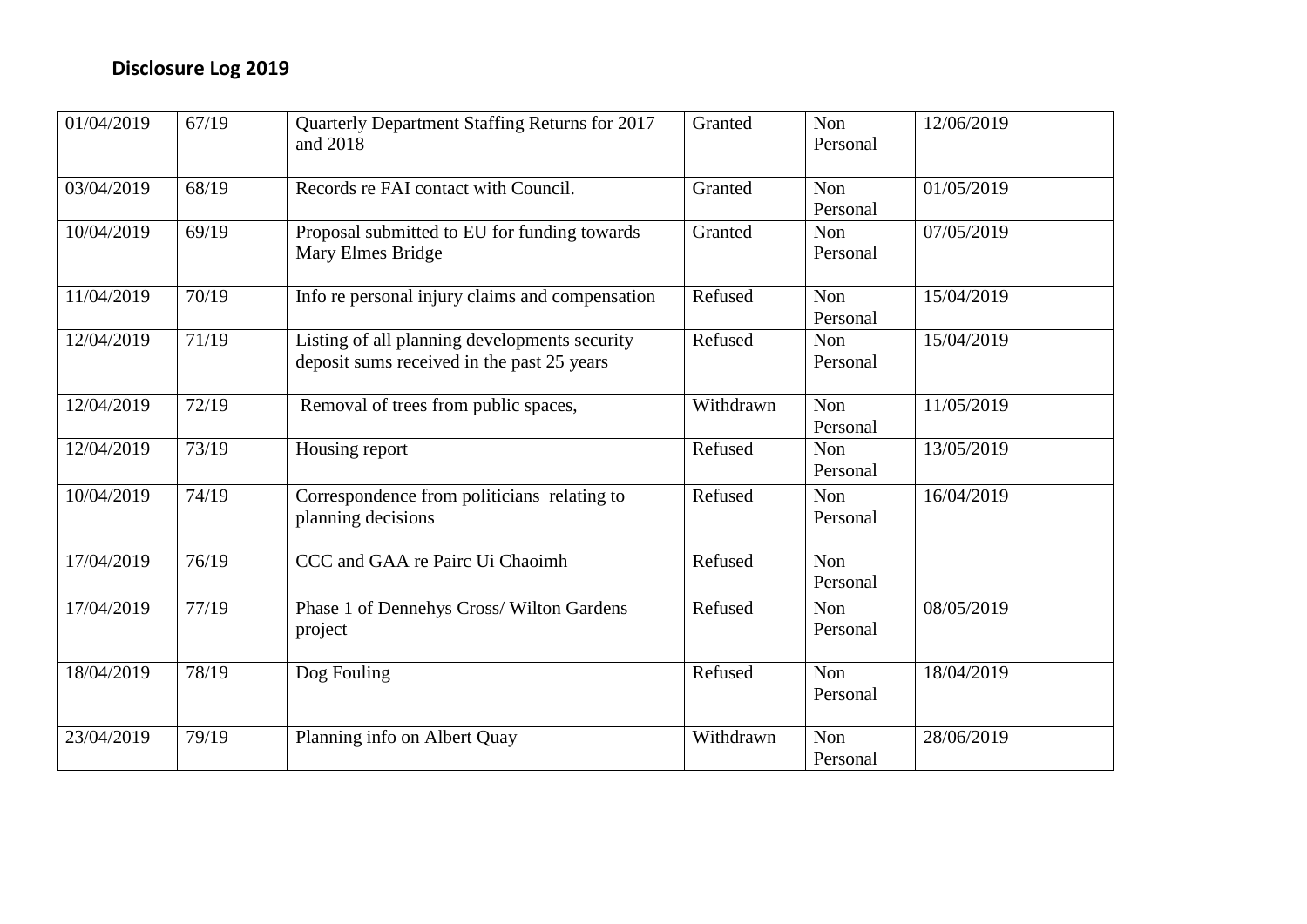## Disclosure Log 2019

| 01/04/2019 | 67/19 | Quarterly Department Staffing Returns for 2017 and 2018 | Granted | Non Personal | 12/06/2019 |
|---|---|---|---|---|---|
| 03/04/2019 | 68/19 | Records re FAI contact with Council. | Granted | Non Personal | 01/05/2019 |
| 10/04/2019 | 69/19 | Proposal submitted to EU for funding towards Mary Elmes Bridge | Granted | Non Personal | 07/05/2019 |
| 11/04/2019 | 70/19 | Info re personal injury claims and compensation | Refused | Non Personal | 15/04/2019 |
| 12/04/2019 | 71/19 | Listing of all planning developments security deposit sums received in the past 25 years | Refused | Non Personal | 15/04/2019 |
| 12/04/2019 | 72/19 | Removal of trees from public spaces, | Withdrawn | Non Personal | 11/05/2019 |
| 12/04/2019 | 73/19 | Housing report | Refused | Non Personal | 13/05/2019 |
| 10/04/2019 | 74/19 | Correspondence from politicians relating to planning decisions | Refused | Non Personal | 16/04/2019 |
| 17/04/2019 | 76/19 | CCC and GAA re Pairc Ui Chaoimh | Refused | Non Personal | |
| 17/04/2019 | 77/19 | Phase 1 of Dennehys Cross/ Wilton Gardens project | Refused | Non Personal | 08/05/2019 |
| 18/04/2019 | 78/19 | Dog Fouling | Refused | Non Personal | 18/04/2019 |
| 23/04/2019 | 79/19 | Planning info on Albert Quay | Withdrawn | Non Personal | 28/06/2019 |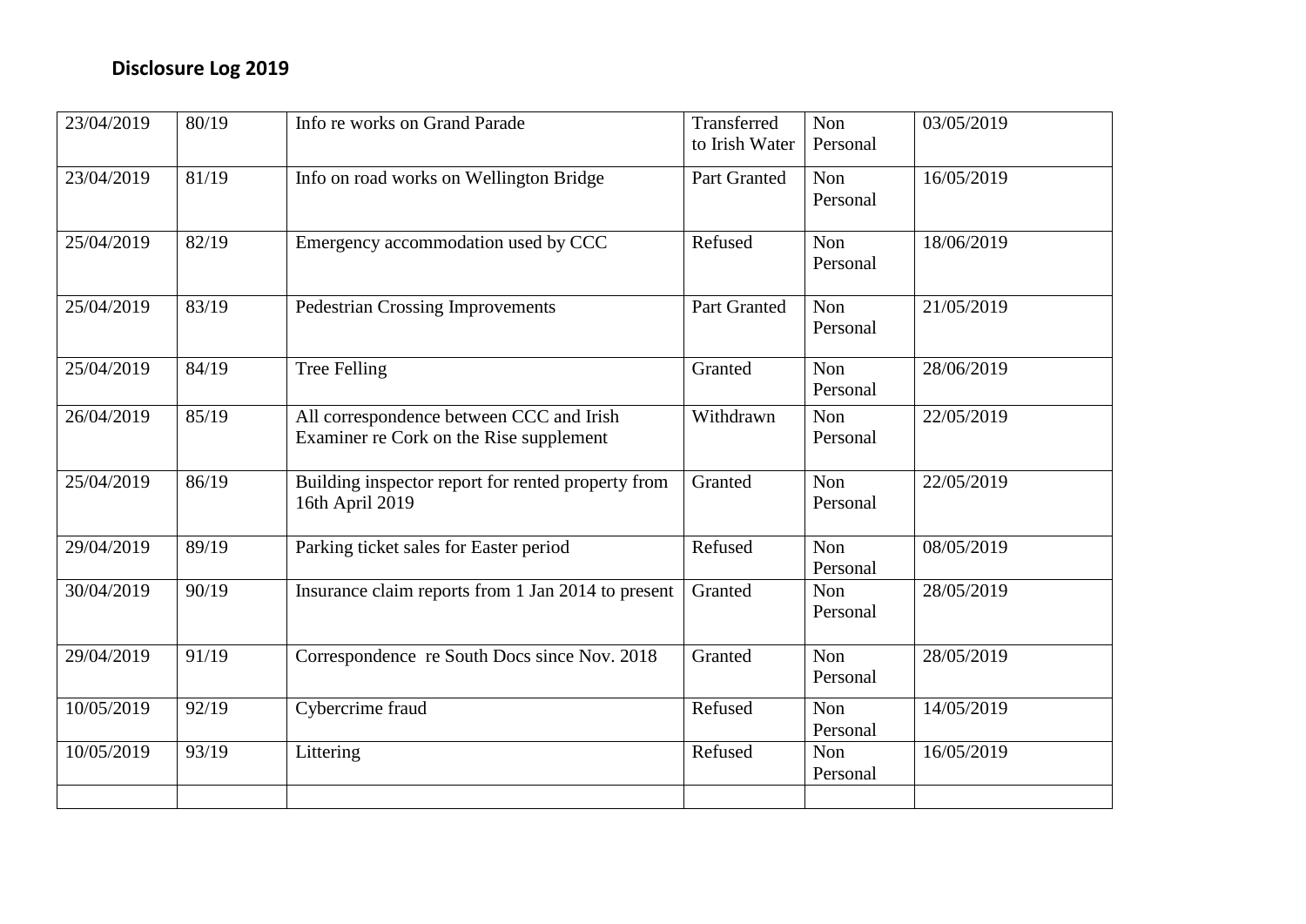**Disclosure Log 2019**

| | | | | | |
|---|---|---|---|---|---|
| 23/04/2019 | 80/19 | Info re works on Grand Parade | Transferred to Irish Water | Non Personal | 03/05/2019 |
| 23/04/2019 | 81/19 | Info on road works on Wellington Bridge | Part Granted | Non Personal | 16/05/2019 |
| 25/04/2019 | 82/19 | Emergency accommodation used by CCC | Refused | Non Personal | 18/06/2019 |
| 25/04/2019 | 83/19 | Pedestrian Crossing Improvements | Part Granted | Non Personal | 21/05/2019 |
| 25/04/2019 | 84/19 | Tree Felling | Granted | Non Personal | 28/06/2019 |
| 26/04/2019 | 85/19 | All correspondence between CCC and Irish Examiner re Cork on the Rise supplement | Withdrawn | Non Personal | 22/05/2019 |
| 25/04/2019 | 86/19 | Building inspector report for rented property from 16th April 2019 | Granted | Non Personal | 22/05/2019 |
| 29/04/2019 | 89/19 | Parking ticket sales for Easter period | Refused | Non Personal | 08/05/2019 |
| 30/04/2019 | 90/19 | Insurance claim reports from 1 Jan 2014 to present | Granted | Non Personal | 28/05/2019 |
| 29/04/2019 | 91/19 | Correspondence re South Docs since Nov. 2018 | Granted | Non Personal | 28/05/2019 |
| 10/05/2019 | 92/19 | Cybercrime fraud | Refused | Non Personal | 14/05/2019 |
| 10/05/2019 | 93/19 | Littering | Refused | Non Personal | 16/05/2019 |
| | | | | | |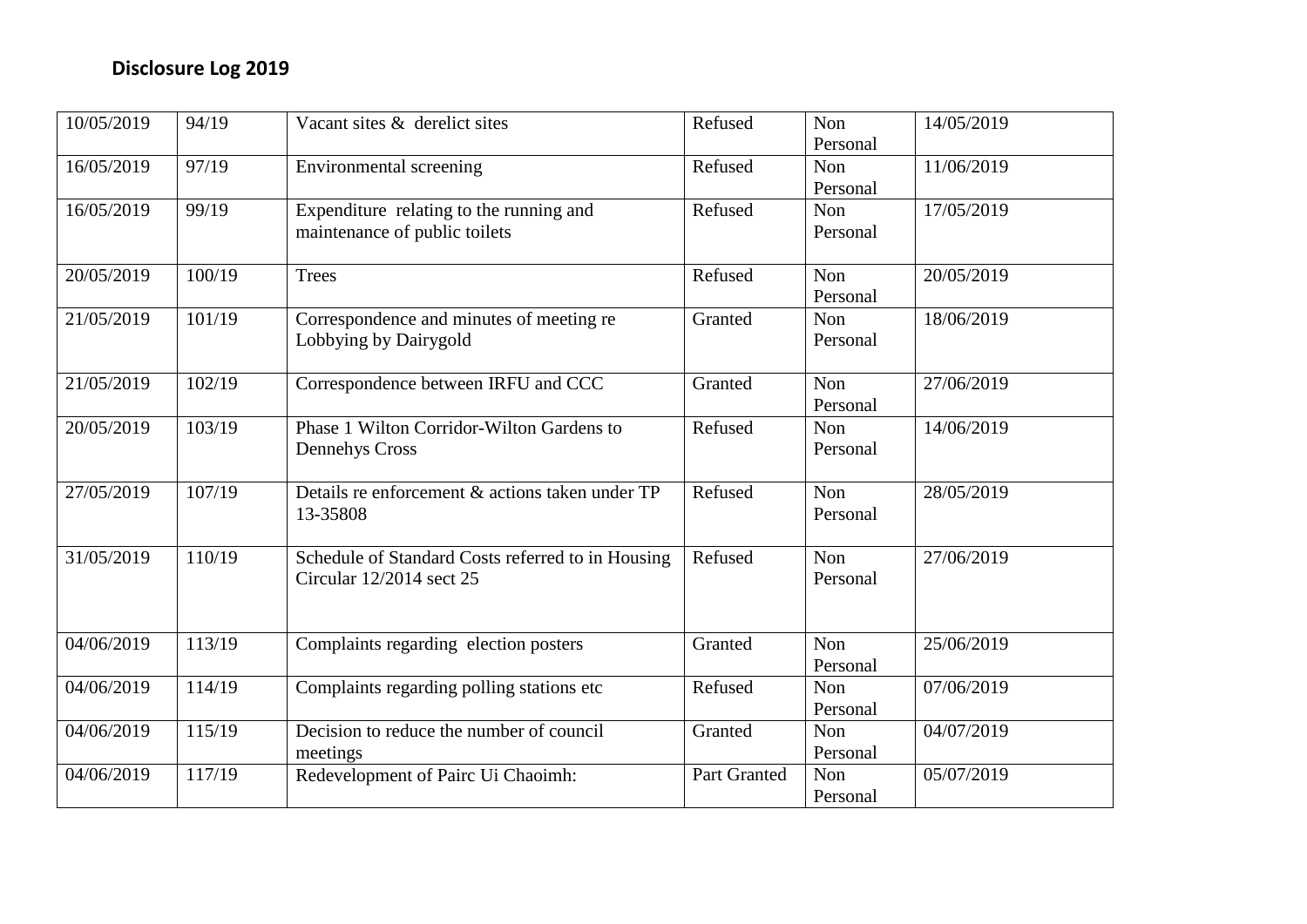**Disclosure Log 2019**

| | | | | | |
|---|---|---|---|---|---|
| 10/05/2019 | 94/19 | Vacant sites & derelict sites | Refused | Non Personal | 14/05/2019 |
| 16/05/2019 | 97/19 | Environmental screening | Refused | Non Personal | 11/06/2019 |
| 16/05/2019 | 99/19 | Expenditure relating to the running and maintenance of public toilets | Refused | Non Personal | 17/05/2019 |
| 20/05/2019 | 100/19 | Trees | Refused | Non Personal | 20/05/2019 |
| 21/05/2019 | 101/19 | Correspondence and minutes of meeting re Lobbying by Dairygold | Granted | Non Personal | 18/06/2019 |
| 21/05/2019 | 102/19 | Correspondence between IRFU and CCC | Granted | Non Personal | 27/06/2019 |
| 20/05/2019 | 103/19 | Phase 1 Wilton Corridor-Wilton Gardens to Dennehys Cross | Refused | Non Personal | 14/06/2019 |
| 27/05/2019 | 107/19 | Details re enforcement & actions taken under TP 13-35808 | Refused | Non Personal | 28/05/2019 |
| 31/05/2019 | 110/19 | Schedule of Standard Costs referred to in Housing Circular 12/2014 sect 25 | Refused | Non Personal | 27/06/2019 |
| 04/06/2019 | 113/19 | Complaints regarding election posters | Granted | Non Personal | 25/06/2019 |
| 04/06/2019 | 114/19 | Complaints regarding polling stations etc | Refused | Non Personal | 07/06/2019 |
| 04/06/2019 | 115/19 | Decision to reduce the number of council meetings | Granted | Non Personal | 04/07/2019 |
| 04/06/2019 | 117/19 | Redevelopment of Pairc Ui Chaoimh: | Part Granted | Non Personal | 05/07/2019 |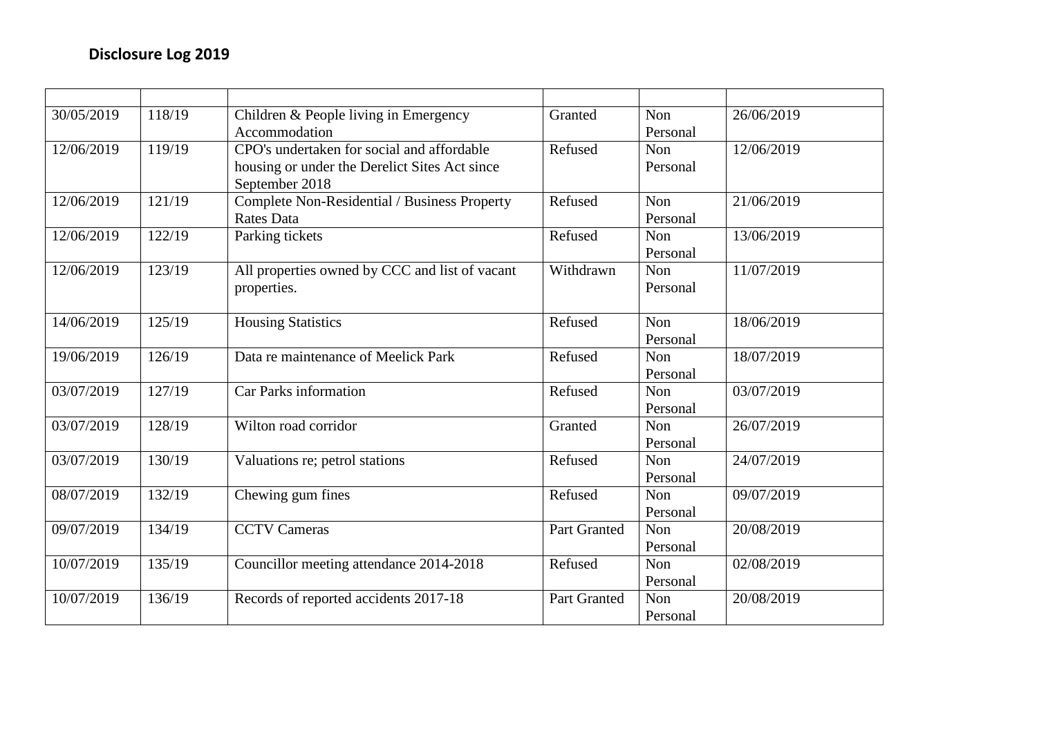## Disclosure Log 2019

| | | | | | |
|---|---|---|---|---|---|
| 30/05/2019 | 118/19 | Children & People living in Emergency Accommodation | Granted | Non Personal | 26/06/2019 |
| 12/06/2019 | 119/19 | CPO's undertaken for social and affordable housing or under the Derelict Sites Act since September 2018 | Refused | Non Personal | 12/06/2019 |
| 12/06/2019 | 121/19 | Complete Non-Residential / Business Property Rates Data | Refused | Non Personal | 21/06/2019 |
| 12/06/2019 | 122/19 | Parking tickets | Refused | Non Personal | 13/06/2019 |
| 12/06/2019 | 123/19 | All properties owned by CCC and list of vacant properties. | Withdrawn | Non Personal | 11/07/2019 |
| 14/06/2019 | 125/19 | Housing Statistics | Refused | Non Personal | 18/06/2019 |
| 19/06/2019 | 126/19 | Data re maintenance of Meelick Park | Refused | Non Personal | 18/07/2019 |
| 03/07/2019 | 127/19 | Car Parks information | Refused | Non Personal | 03/07/2019 |
| 03/07/2019 | 128/19 | Wilton road corridor | Granted | Non Personal | 26/07/2019 |
| 03/07/2019 | 130/19 | Valuations re; petrol stations | Refused | Non Personal | 24/07/2019 |
| 08/07/2019 | 132/19 | Chewing gum fines | Refused | Non Personal | 09/07/2019 |
| 09/07/2019 | 134/19 | CCTV Cameras | Part Granted | Non Personal | 20/08/2019 |
| 10/07/2019 | 135/19 | Councillor meeting attendance 2014-2018 | Refused | Non Personal | 02/08/2019 |
| 10/07/2019 | 136/19 | Records of reported accidents 2017-18 | Part Granted | Non Personal | 20/08/2019 |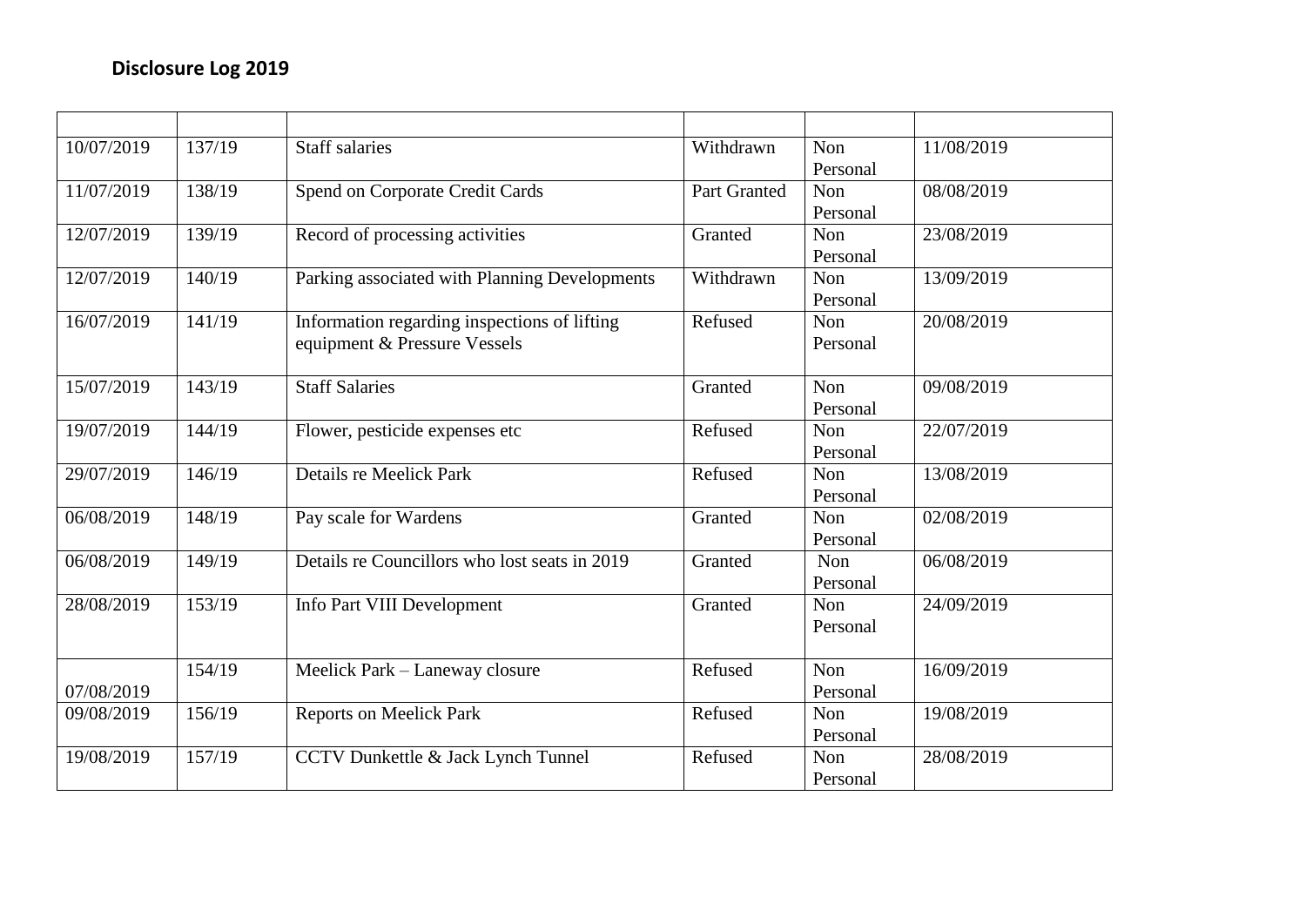## Disclosure Log 2019

| | | | | | |
|---|---|---|---|---|---|
| 10/07/2019 | 137/19 | Staff salaries | Withdrawn | Non Personal | 11/08/2019 |
| 11/07/2019 | 138/19 | Spend on Corporate Credit Cards | Part Granted | Non Personal | 08/08/2019 |
| 12/07/2019 | 139/19 | Record of processing activities | Granted | Non Personal | 23/08/2019 |
| 12/07/2019 | 140/19 | Parking associated with Planning Developments | Withdrawn | Non Personal | 13/09/2019 |
| 16/07/2019 | 141/19 | Information regarding inspections of lifting equipment & Pressure Vessels | Refused | Non Personal | 20/08/2019 |
| 15/07/2019 | 143/19 | Staff Salaries | Granted | Non Personal | 09/08/2019 |
| 19/07/2019 | 144/19 | Flower, pesticide expenses etc | Refused | Non Personal | 22/07/2019 |
| 29/07/2019 | 146/19 | Details re Meelick Park | Refused | Non Personal | 13/08/2019 |
| 06/08/2019 | 148/19 | Pay scale for Wardens | Granted | Non Personal | 02/08/2019 |
| 06/08/2019 | 149/19 | Details re Councillors who lost seats in 2019 | Granted | Non Personal | 06/08/2019 |
| 28/08/2019 | 153/19 | Info Part VIII Development | Granted | Non Personal | 24/09/2019 |
| 07/08/2019 | 154/19 | Meelick Park – Laneway closure | Refused | Non Personal | 16/09/2019 |
| 09/08/2019 | 156/19 | Reports on Meelick Park | Refused | Non Personal | 19/08/2019 |
| 19/08/2019 | 157/19 | CCTV Dunkettle & Jack Lynch Tunnel | Refused | Non Personal | 28/08/2019 |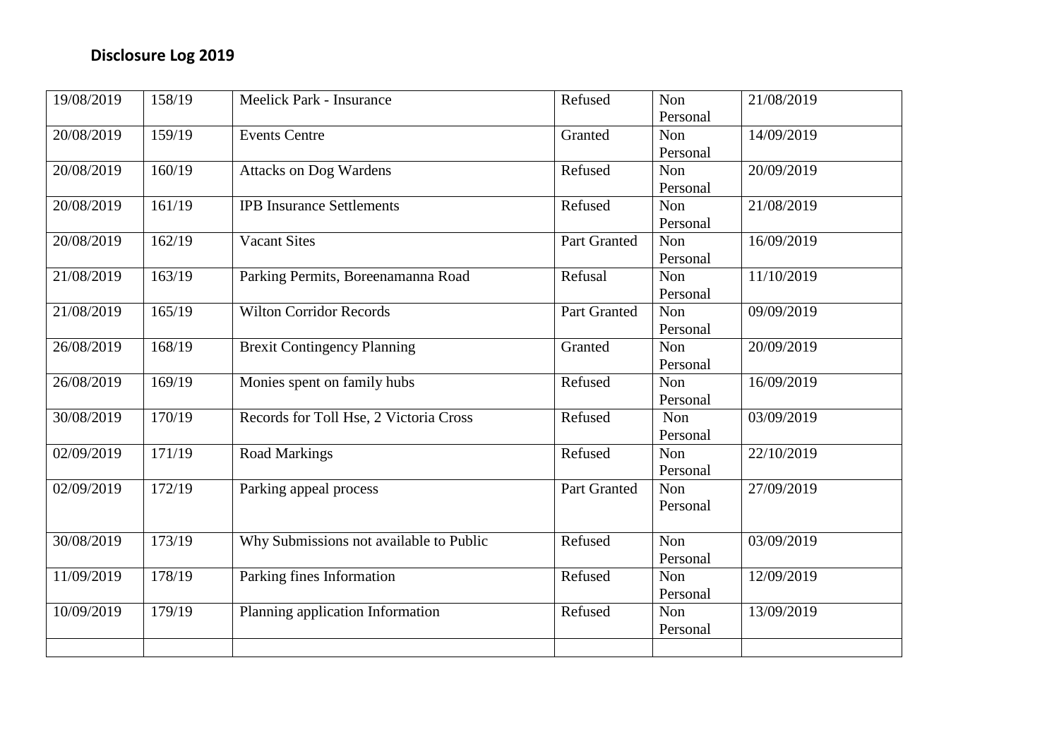## Disclosure Log 2019

| | | | | | |
|---|---|---|---|---|---|
| 19/08/2019 | 158/19 | Meelick Park - Insurance | Refused | Non Personal | 21/08/2019 |
| 20/08/2019 | 159/19 | Events Centre | Granted | Non Personal | 14/09/2019 |
| 20/08/2019 | 160/19 | Attacks on Dog Wardens | Refused | Non Personal | 20/09/2019 |
| 20/08/2019 | 161/19 | IPB Insurance Settlements | Refused | Non Personal | 21/08/2019 |
| 20/08/2019 | 162/19 | Vacant Sites | Part Granted | Non Personal | 16/09/2019 |
| 21/08/2019 | 163/19 | Parking Permits, Boreenamanna Road | Refusal | Non Personal | 11/10/2019 |
| 21/08/2019 | 165/19 | Wilton Corridor Records | Part Granted | Non Personal | 09/09/2019 |
| 26/08/2019 | 168/19 | Brexit Contingency Planning | Granted | Non Personal | 20/09/2019 |
| 26/08/2019 | 169/19 | Monies spent on family hubs | Refused | Non Personal | 16/09/2019 |
| 30/08/2019 | 170/19 | Records for Toll Hse, 2 Victoria Cross | Refused | Non Personal | 03/09/2019 |
| 02/09/2019 | 171/19 | Road Markings | Refused | Non Personal | 22/10/2019 |
| 02/09/2019 | 172/19 | Parking appeal process | Part Granted | Non Personal | 27/09/2019 |
| 30/08/2019 | 173/19 | Why Submissions not available to Public | Refused | Non Personal | 03/09/2019 |
| 11/09/2019 | 178/19 | Parking fines Information | Refused | Non Personal | 12/09/2019 |
| 10/09/2019 | 179/19 | Planning application Information | Refused | Non Personal | 13/09/2019 |
| | | | | | |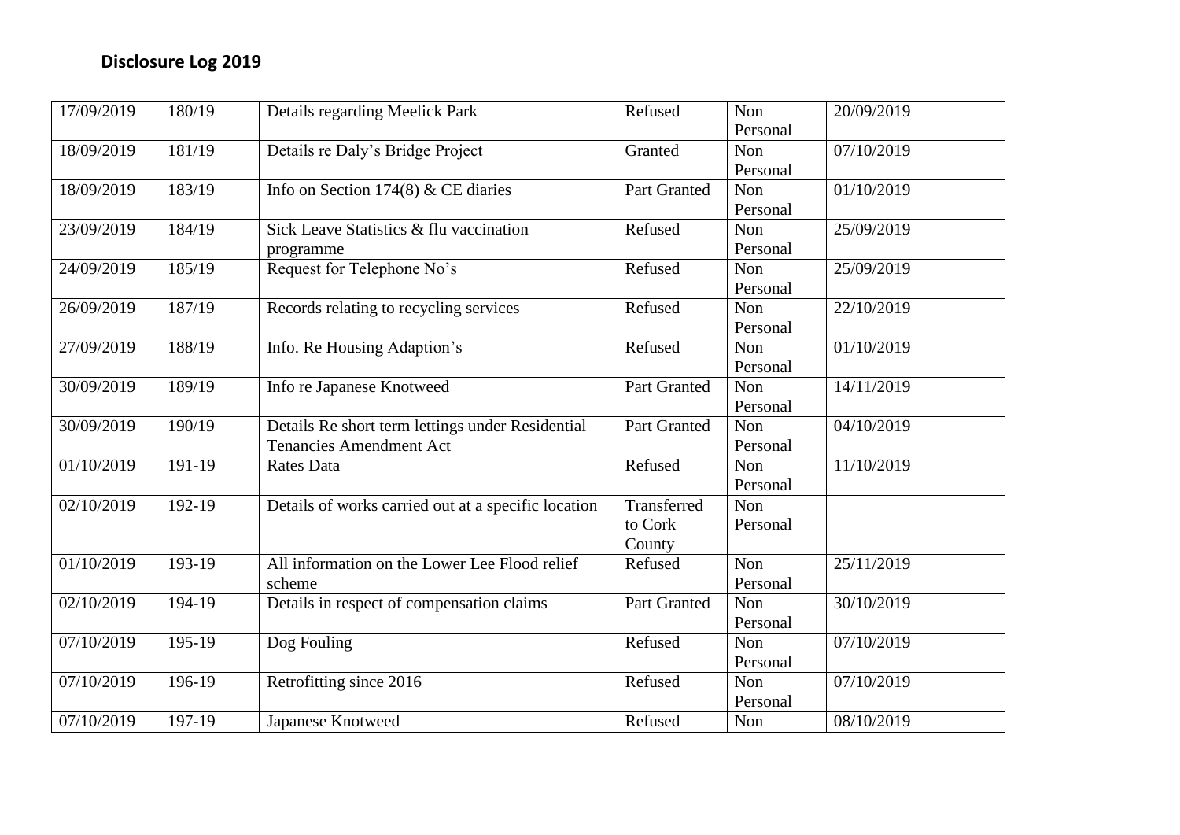## Disclosure Log 2019

| | | | | | |
|---|---|---|---|---|---|
| 17/09/2019 | 180/19 | Details regarding Meelick Park | Refused | Non Personal | 20/09/2019 |
| 18/09/2019 | 181/19 | Details re Daly's Bridge Project | Granted | Non Personal | 07/10/2019 |
| 18/09/2019 | 183/19 | Info on Section 174(8) & CE diaries | Part Granted | Non Personal | 01/10/2019 |
| 23/09/2019 | 184/19 | Sick Leave Statistics & flu vaccination programme | Refused | Non Personal | 25/09/2019 |
| 24/09/2019 | 185/19 | Request for Telephone No's | Refused | Non Personal | 25/09/2019 |
| 26/09/2019 | 187/19 | Records relating to recycling services | Refused | Non Personal | 22/10/2019 |
| 27/09/2019 | 188/19 | Info. Re Housing Adaption's | Refused | Non Personal | 01/10/2019 |
| 30/09/2019 | 189/19 | Info re Japanese Knotweed | Part Granted | Non Personal | 14/11/2019 |
| 30/09/2019 | 190/19 | Details Re short term lettings under Residential Tenancies Amendment Act | Part Granted | Non Personal | 04/10/2019 |
| 01/10/2019 | 191-19 | Rates Data | Refused | Non Personal | 11/10/2019 |
| 02/10/2019 | 192-19 | Details of works carried out at a specific location | Transferred to Cork County | Non Personal | |
| 01/10/2019 | 193-19 | All information on the Lower Lee Flood relief scheme | Refused | Non Personal | 25/11/2019 |
| 02/10/2019 | 194-19 | Details in respect of compensation claims | Part Granted | Non Personal | 30/10/2019 |
| 07/10/2019 | 195-19 | Dog Fouling | Refused | Non Personal | 07/10/2019 |
| 07/10/2019 | 196-19 | Retrofitting since 2016 | Refused | Non Personal | 07/10/2019 |
| 07/10/2019 | 197-19 | Japanese Knotweed | Refused | Non | 08/10/2019 |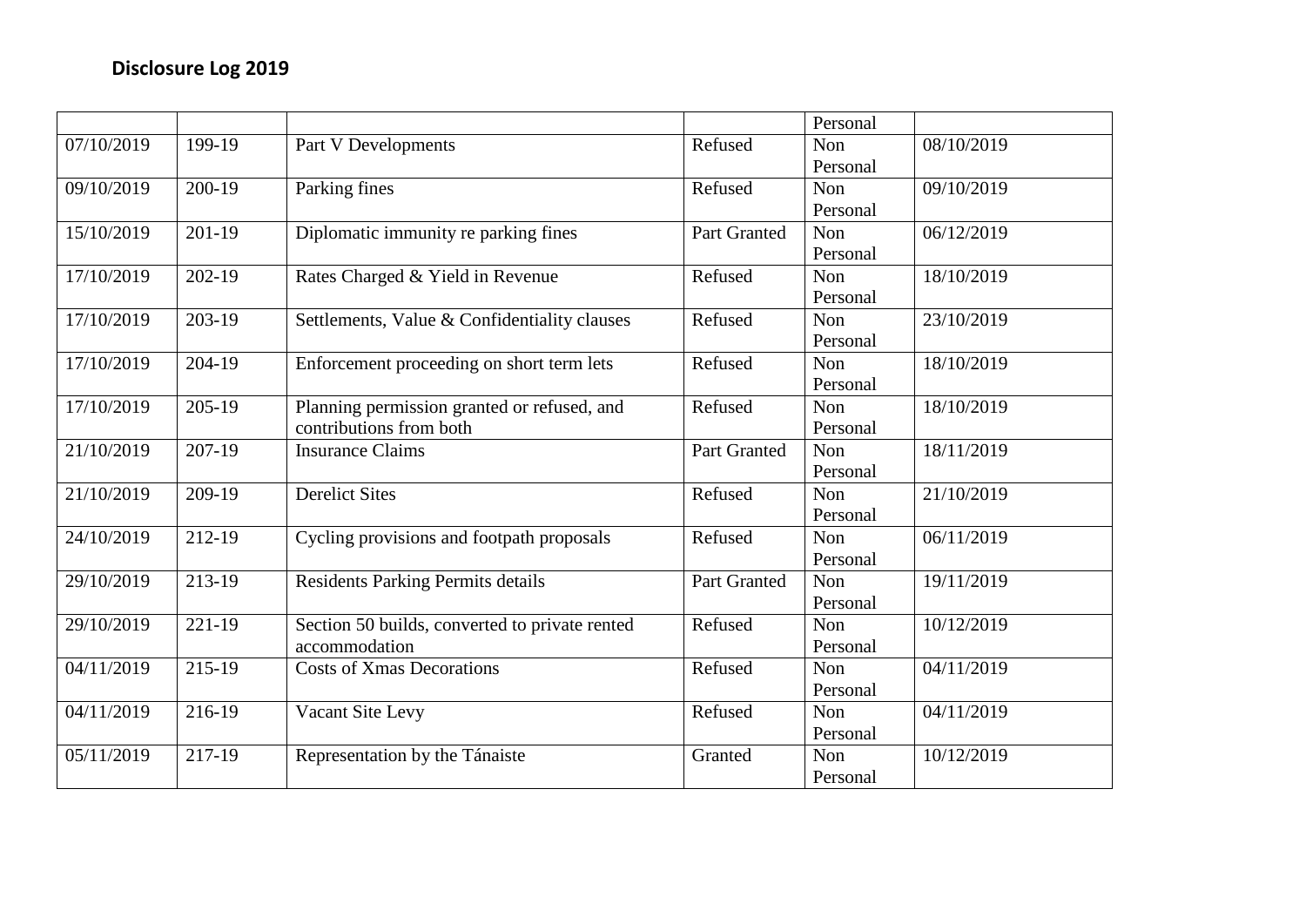## Disclosure Log 2019

| | | | | Personal | |
|---|---|---|---|---|---|
| 07/10/2019 | 199-19 | Part V Developments | Refused | Non Personal | 08/10/2019 |
| 09/10/2019 | 200-19 | Parking fines | Refused | Non Personal | 09/10/2019 |
| 15/10/2019 | 201-19 | Diplomatic immunity re parking fines | Part Granted | Non Personal | 06/12/2019 |
| 17/10/2019 | 202-19 | Rates Charged & Yield in Revenue | Refused | Non Personal | 18/10/2019 |
| 17/10/2019 | 203-19 | Settlements, Value & Confidentiality clauses | Refused | Non Personal | 23/10/2019 |
| 17/10/2019 | 204-19 | Enforcement proceeding on short term lets | Refused | Non Personal | 18/10/2019 |
| 17/10/2019 | 205-19 | Planning permission granted or refused, and contributions from both | Refused | Non Personal | 18/10/2019 |
| 21/10/2019 | 207-19 | Insurance Claims | Part Granted | Non Personal | 18/11/2019 |
| 21/10/2019 | 209-19 | Derelict Sites | Refused | Non Personal | 21/10/2019 |
| 24/10/2019 | 212-19 | Cycling provisions and footpath proposals | Refused | Non Personal | 06/11/2019 |
| 29/10/2019 | 213-19 | Residents Parking Permits details | Part Granted | Non Personal | 19/11/2019 |
| 29/10/2019 | 221-19 | Section 50 builds, converted to private rented accommodation | Refused | Non Personal | 10/12/2019 |
| 04/11/2019 | 215-19 | Costs of Xmas Decorations | Refused | Non Personal | 04/11/2019 |
| 04/11/2019 | 216-19 | Vacant Site Levy | Refused | Non Personal | 04/11/2019 |
| 05/11/2019 | 217-19 | Representation by the Tánaiste | Granted | Non Personal | 10/12/2019 |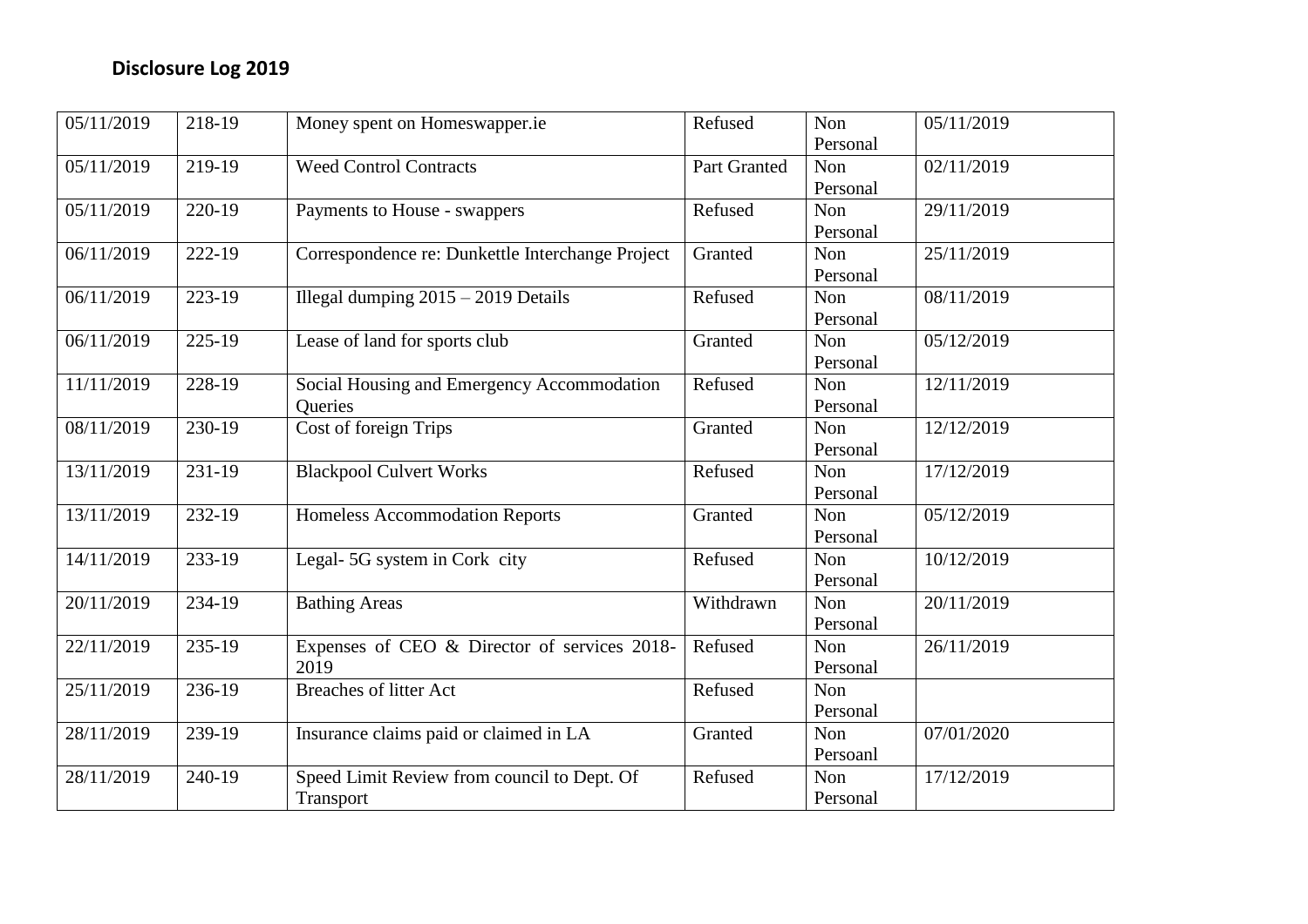## Disclosure Log 2019

| 05/11/2019 | 218-19 | Money spent on Homeswapper.ie | Refused | Non Personal | 05/11/2019 |
|---|---|---|---|---|---|
| 05/11/2019 | 219-19 | Weed Control Contracts | Part Granted | Non Personal | 02/11/2019 |
| 05/11/2019 | 220-19 | Payments to House - swappers | Refused | Non Personal | 29/11/2019 |
| 06/11/2019 | 222-19 | Correspondence re: Dunkettle Interchange Project | Granted | Non Personal | 25/11/2019 |
| 06/11/2019 | 223-19 | Illegal dumping 2015 – 2019 Details | Refused | Non Personal | 08/11/2019 |
| 06/11/2019 | 225-19 | Lease of land for sports club | Granted | Non Personal | 05/12/2019 |
| 11/11/2019 | 228-19 | Social Housing and Emergency Accommodation Queries | Refused | Non Personal | 12/11/2019 |
| 08/11/2019 | 230-19 | Cost of foreign Trips | Granted | Non Personal | 12/12/2019 |
| 13/11/2019 | 231-19 | Blackpool Culvert Works | Refused | Non Personal | 17/12/2019 |
| 13/11/2019 | 232-19 | Homeless Accommodation Reports | Granted | Non Personal | 05/12/2019 |
| 14/11/2019 | 233-19 | Legal- 5G system in Cork city | Refused | Non Personal | 10/12/2019 |
| 20/11/2019 | 234-19 | Bathing Areas | Withdrawn | Non Personal | 20/11/2019 |
| 22/11/2019 | 235-19 | Expenses of CEO & Director of services 2018-2019 | Refused | Non Personal | 26/11/2019 |
| 25/11/2019 | 236-19 | Breaches of litter Act | Refused | Non Personal | |
| 28/11/2019 | 239-19 | Insurance claims paid or claimed in LA | Granted | Non Persoanl | 07/01/2020 |
| 28/11/2019 | 240-19 | Speed Limit Review from council to Dept. Of Transport | Refused | Non Personal | 17/12/2019 |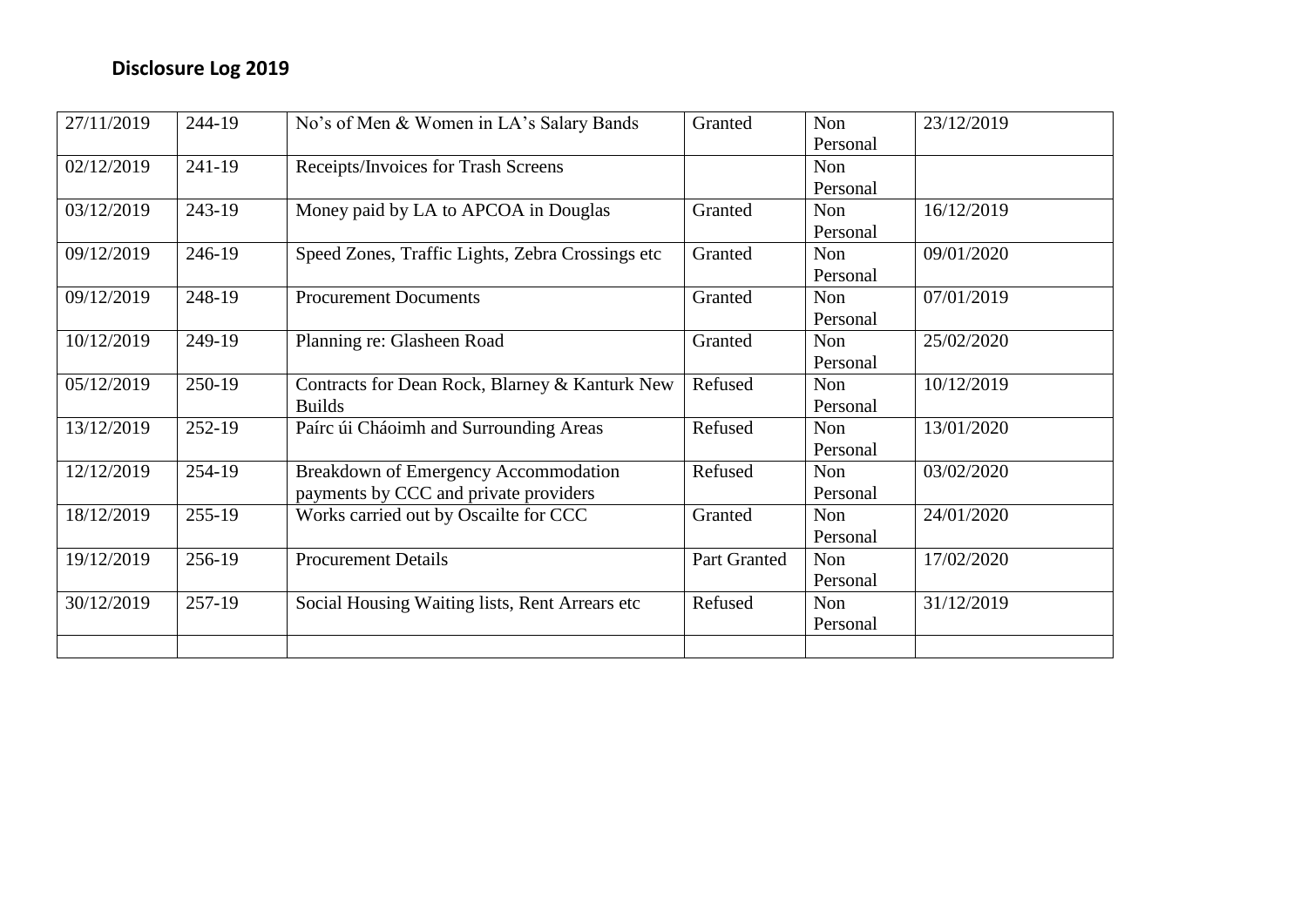## Disclosure Log 2019

| | | | | | |
|---|---|---|---|---|---|
| 27/11/2019 | 244-19 | No's of Men & Women in LA's Salary Bands | Granted | Non Personal | 23/12/2019 |
| 02/12/2019 | 241-19 | Receipts/Invoices for Trash Screens | | Non Personal | |
| 03/12/2019 | 243-19 | Money paid by LA to APCOA in Douglas | Granted | Non Personal | 16/12/2019 |
| 09/12/2019 | 246-19 | Speed Zones, Traffic Lights, Zebra Crossings etc | Granted | Non Personal | 09/01/2020 |
| 09/12/2019 | 248-19 | Procurement Documents | Granted | Non Personal | 07/01/2019 |
| 10/12/2019 | 249-19 | Planning re: Glasheen Road | Granted | Non Personal | 25/02/2020 |
| 05/12/2019 | 250-19 | Contracts for Dean Rock, Blarney & Kanturk New Builds | Refused | Non Personal | 10/12/2019 |
| 13/12/2019 | 252-19 | Paírc úi Cháoimh and Surrounding Areas | Refused | Non Personal | 13/01/2020 |
| 12/12/2019 | 254-19 | Breakdown of Emergency Accommodation payments by CCC and private providers | Refused | Non Personal | 03/02/2020 |
| 18/12/2019 | 255-19 | Works carried out by Oscailte for CCC | Granted | Non Personal | 24/01/2020 |
| 19/12/2019 | 256-19 | Procurement Details | Part Granted | Non Personal | 17/02/2020 |
| 30/12/2019 | 257-19 | Social Housing Waiting lists, Rent Arrears etc | Refused | Non Personal | 31/12/2019 |
| | | | | | |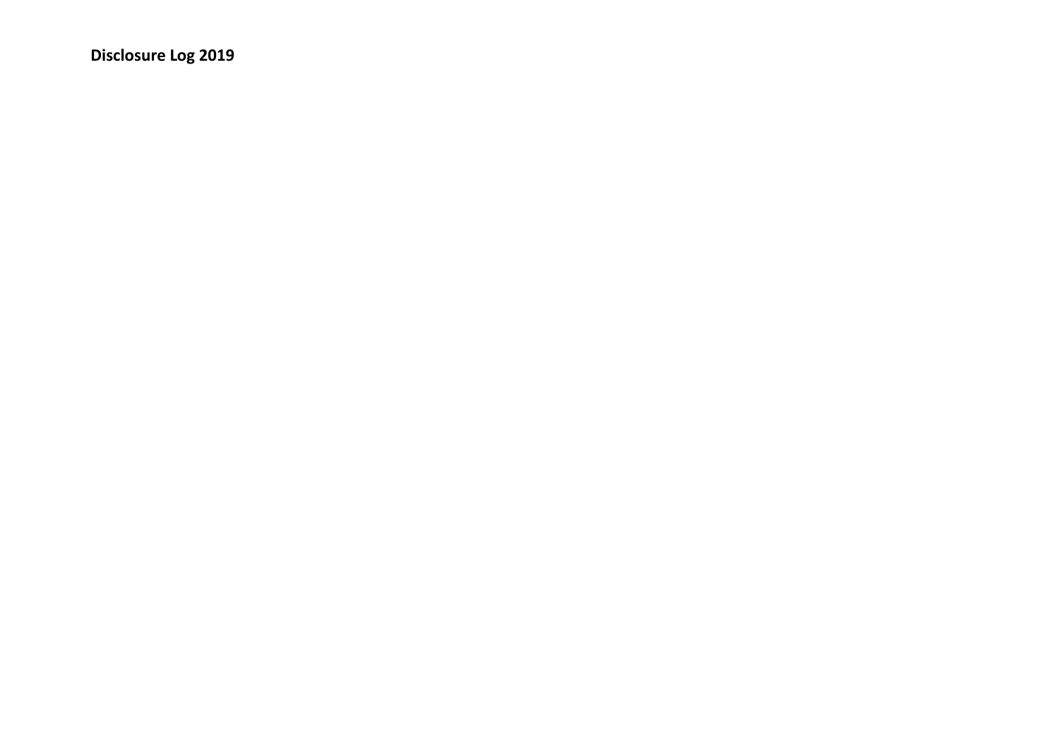**Disclosure Log 2019**